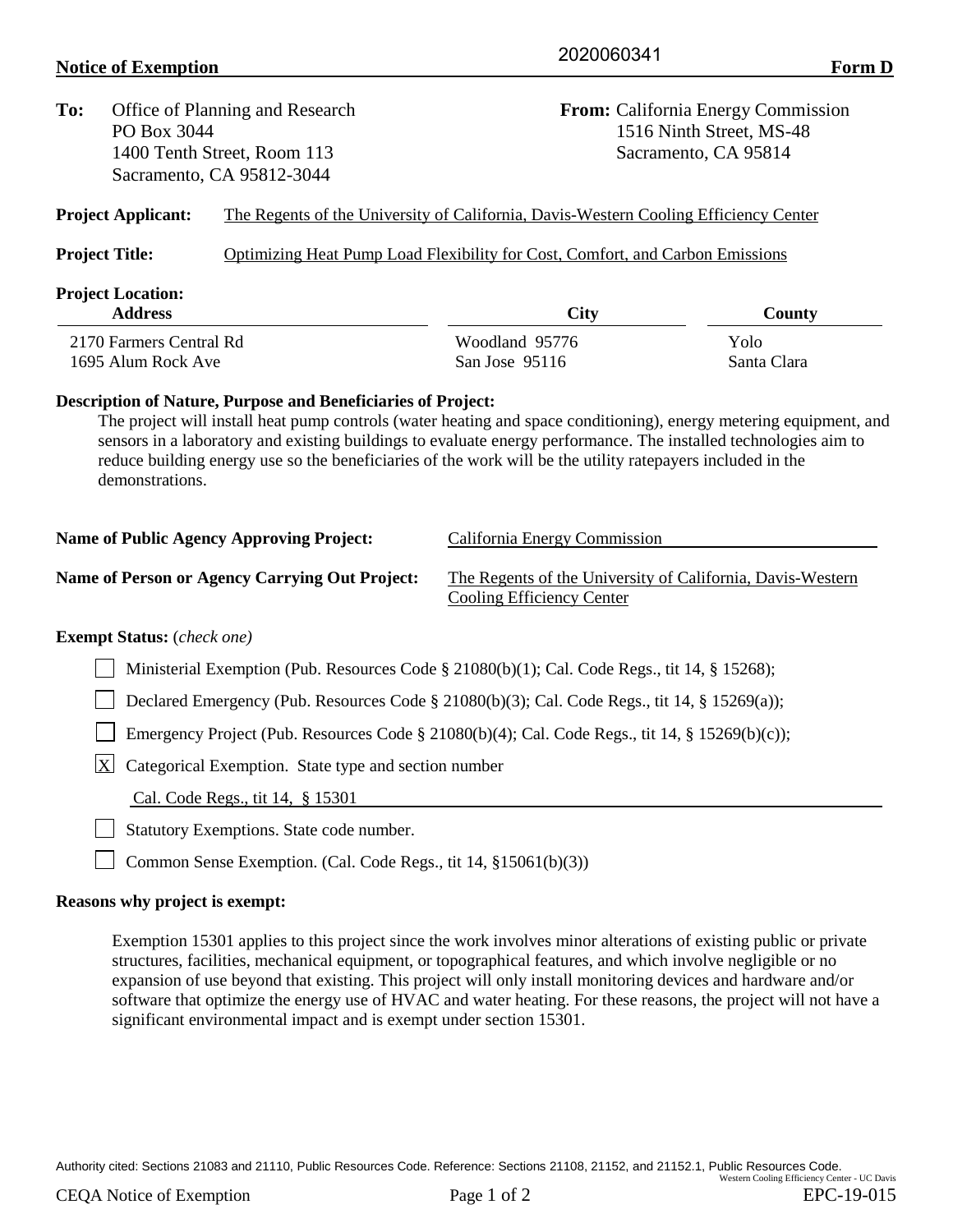2020060341

**Notice of Exemption** **Form D**

**To:** Office of Planning and Research
PO Box 3044
1400 Tenth Street, Room 113
Sacramento, CA 95812-3044

**From:** California Energy Commission
1516 Ninth Street, MS-48
Sacramento, CA 95814

**Project Applicant:** The Regents of the University of California, Davis-Western Cooling Efficiency Center

**Project Title:** Optimizing Heat Pump Load Flexibility for Cost, Comfort, and Carbon Emissions

**Project Location:**

| Address | City | County |
| --- | --- | --- |
| 2170 Farmers Central Rd | Woodland 95776 | Yolo |
| 1695 Alum Rock Ave | San Jose 95116 | Santa Clara |

**Description of Nature, Purpose and Beneficiaries of Project:**

The project will install heat pump controls (water heating and space conditioning), energy metering equipment, and sensors in a laboratory and existing buildings to evaluate energy performance. The installed technologies aim to reduce building energy use so the beneficiaries of the work will be the utility ratepayers included in the demonstrations.

**Name of Public Agency Approving Project:** California Energy Commission

**Name of Person or Agency Carrying Out Project:** The Regents of the University of California, Davis-Western Cooling Efficiency Center

**Exempt Status:** (*check one)*

- [ ] Ministerial Exemption (Pub. Resources Code § 21080(b)(1); Cal. Code Regs., tit 14, § 15268);
- [ ] Declared Emergency (Pub. Resources Code § 21080(b)(3); Cal. Code Regs., tit 14, § 15269(a));
- [ ] Emergency Project (Pub. Resources Code § 21080(b)(4); Cal. Code Regs., tit 14, § 15269(b)(c));
- [X] Categorical Exemption. State type and section number

  Cal. Code Regs., tit 14, § 15301
- [ ] Statutory Exemptions. State code number.
- [ ] Common Sense Exemption. (Cal. Code Regs., tit 14, §15061(b)(3))

**Reasons why project is exempt:**

Exemption 15301 applies to this project since the work involves minor alterations of existing public or private structures, facilities, mechanical equipment, or topographical features, and which involve negligible or no expansion of use beyond that existing. This project will only install monitoring devices and hardware and/or software that optimize the energy use of HVAC and water heating. For these reasons, the project will not have a significant environmental impact and is exempt under section 15301.

Authority cited: Sections 21083 and 21110, Public Resources Code. Reference: Sections 21108, 21152, and 21152.1, Public Resources Code.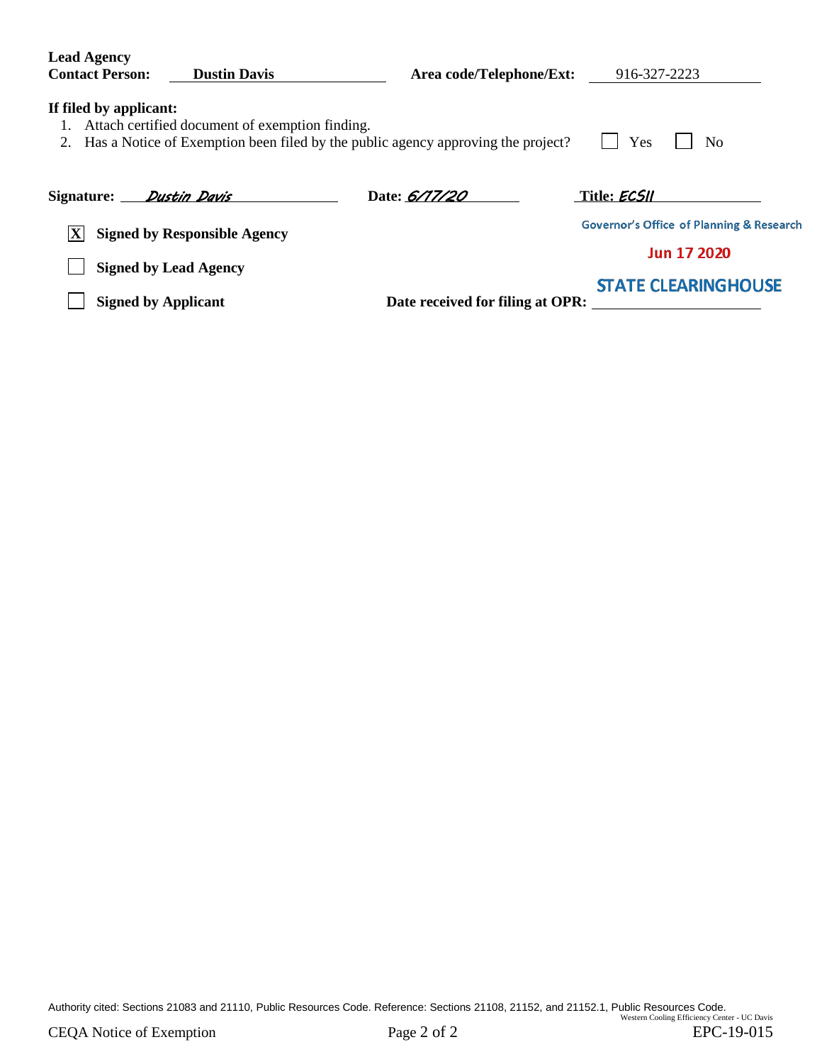**Lead Agency**
**Contact Person:** **Dustin Davis** **Area code/Telephone/Ext:** 916-327-2223

**If filed by applicant:**

1. Attach certified document of exemption finding.
2. Has a Notice of Exemption been filed by the public agency approving the project? ☐ Yes ☐ No

**Signature:** *Dustin Davis* **Date:** *6/17/20* **Title:** *ECSII*

[X] **Signed by Responsible Agency**

☐ **Signed by Lead Agency**

☐ **Signed by Applicant**

**Date received for filing at OPR:** Governor's Office of Planning & Research Jun 17 2020 STATE CLEARINGHOUSE

Authority cited: Sections 21083 and 21110, Public Resources Code. Reference: Sections 21108, 21152, and 21152.1, Public Resources Code.

Western Cooling Efficiency Center - UC Davis

CEQA Notice of Exemption EPC-19-015